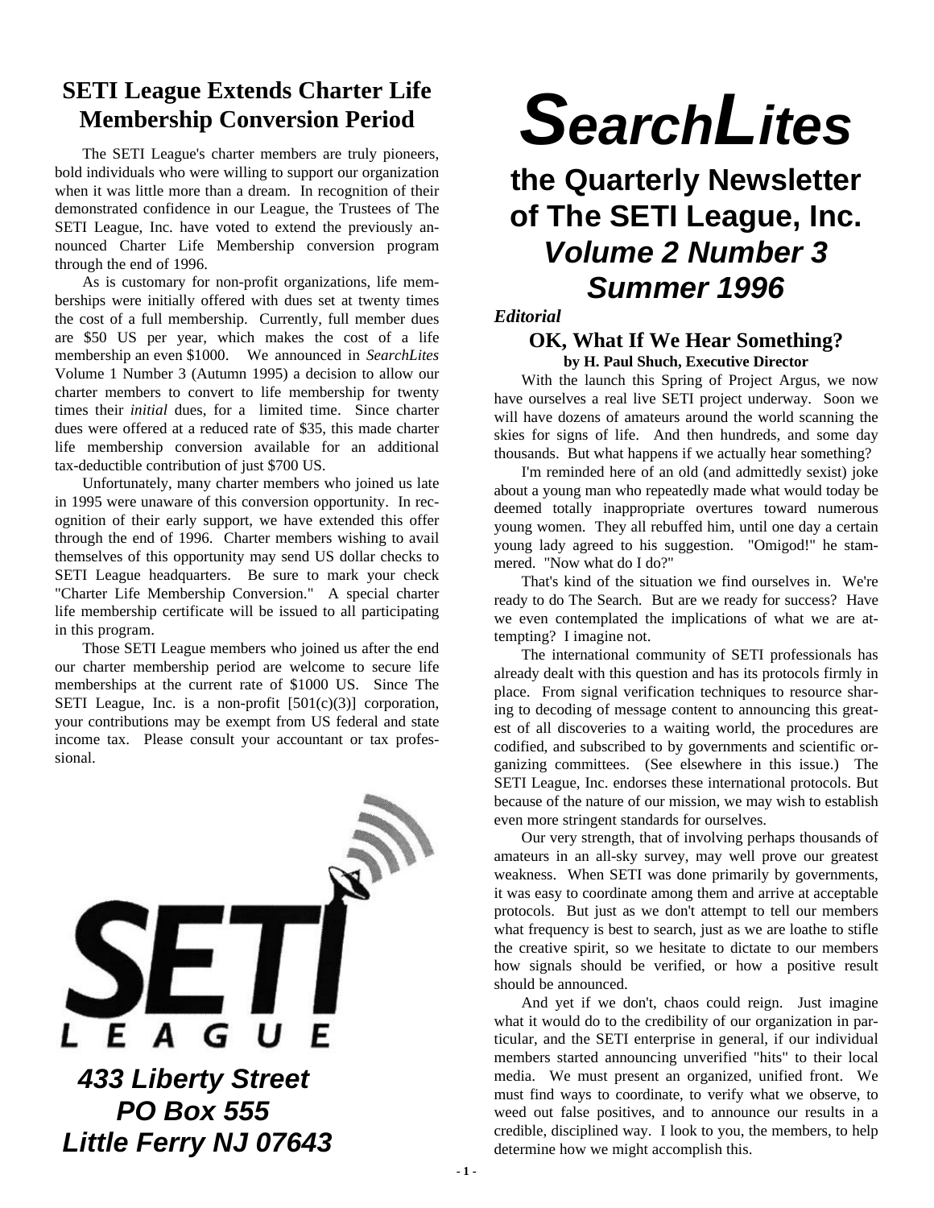# SearchLites

## the Quarterly Newsletter of The SETI League, Inc.

## *Volume 2 Number 3*

## *Summer 1996*

## SETI League Extends Charter Life Membership Conversion Period

The SETI League's charter members are truly pioneers, bold individuals who were willing to support our organization when it was little more than a dream. In recognition of their demonstrated confidence in our League, the Trustees of The SETI League, Inc. have voted to extend the previously announced Charter Life Membership conversion program through the end of 1996.

As is customary for non-profit organizations, life memberships were initially offered with dues set at twenty times the cost of a full membership. Currently, full member dues are $50 US per year, which makes the cost of a life membership an even $1000. We announced in *SearchLites* Volume 1 Number 3 (Autumn 1995) a decision to allow our charter members to convert to life membership for twenty times their *initial* dues, for a limited time. Since charter dues were offered at a reduced rate of $35, this made charter life membership conversion available for an additional tax-deductible contribution of just $700 US.

Unfortunately, many charter members who joined us late in 1995 were unaware of this conversion opportunity. In recognition of their early support, we have extended this offer through the end of 1996. Charter members wishing to avail themselves of this opportunity may send US dollar checks to SETI League headquarters. Be sure to mark your check "Charter Life Membership Conversion." A special charter life membership certificate will be issued to all participating in this program.

Those SETI League members who joined us after the end our charter membership period are welcome to secure life memberships at the current rate of $1000 US. Since The SETI League, Inc. is a non-profit [501(c)(3)] corporation, your contributions may be exempt from US federal and state income tax. Please consult your accountant or tax professional.

SETI LEAGUE

***433 Liberty Street***
***PO Box 555***
***Little Ferry NJ 07643***

*Editorial*

### OK, What If We Hear Something?

**by H. Paul Shuch, Executive Director**

With the launch this Spring of Project Argus, we now have ourselves a real live SETI project underway. Soon we will have dozens of amateurs around the world scanning the skies for signs of life. And then hundreds, and some day thousands. But what happens if we actually hear something?

I'm reminded here of an old (and admittedly sexist) joke about a young man who repeatedly made what would today be deemed totally inappropriate overtures toward numerous young women. They all rebuffed him, until one day a certain young lady agreed to his suggestion. "Omigod!" he stammered. "Now what do I do?"

That's kind of the situation we find ourselves in. We're ready to do The Search. But are we ready for success? Have we even contemplated the implications of what we are attempting? I imagine not.

The international community of SETI professionals has already dealt with this question and has its protocols firmly in place. From signal verification techniques to resource sharing to decoding of message content to announcing this greatest of all discoveries to a waiting world, the procedures are codified, and subscribed to by governments and scientific organizing committees. (See elsewhere in this issue.) The SETI League, Inc. endorses these international protocols. But because of the nature of our mission, we may wish to establish even more stringent standards for ourselves.

Our very strength, that of involving perhaps thousands of amateurs in an all-sky survey, may well prove our greatest weakness. When SETI was done primarily by governments, it was easy to coordinate among them and arrive at acceptable protocols. But just as we don't attempt to tell our members what frequency is best to search, just as we are loathe to stifle the creative spirit, so we hesitate to dictate to our members how signals should be verified, or how a positive result should be announced.

And yet if we don't, chaos could reign. Just imagine what it would do to the credibility of our organization in particular, and the SETI enterprise in general, if our individual members started announcing unverified "hits" to their local media. We must present an organized, unified front. We must find ways to coordinate, to verify what we observe, to weed out false positives, and to announce our results in a credible, disciplined way. I look to you, the members, to help determine how we might accomplish this.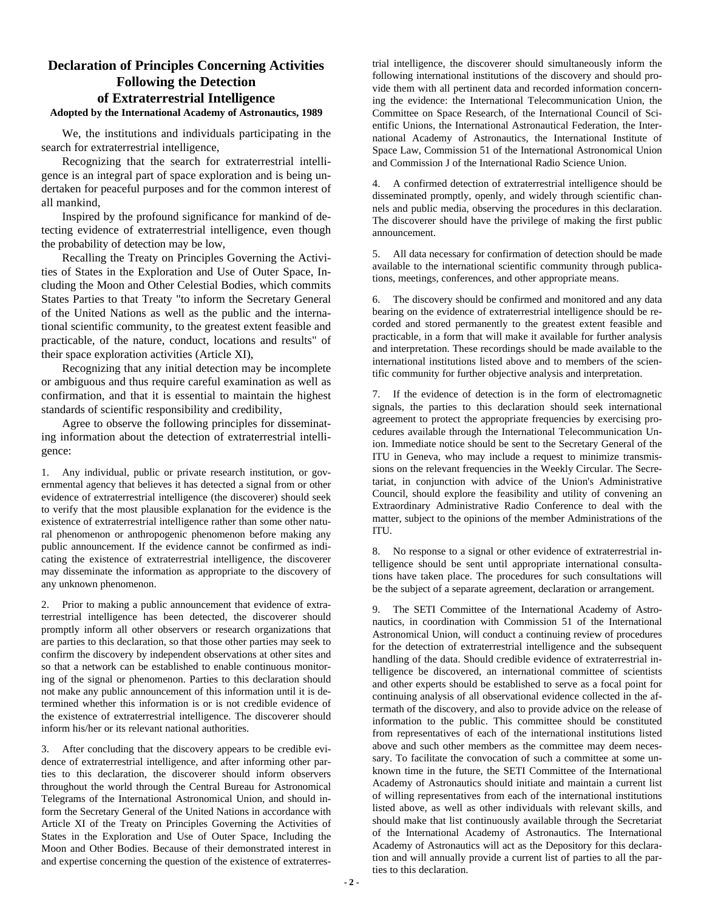# Declaration of Principles Concerning Activities Following the Detection of Extraterrestrial Intelligence

**Adopted by the International Academy of Astronautics, 1989**

We, the institutions and individuals participating in the search for extraterrestrial intelligence,

Recognizing that the search for extraterrestrial intelligence is an integral part of space exploration and is being undertaken for peaceful purposes and for the common interest of all mankind,

Inspired by the profound significance for mankind of detecting evidence of extraterrestrial intelligence, even though the probability of detection may be low,

Recalling the Treaty on Principles Governing the Activities of States in the Exploration and Use of Outer Space, Including the Moon and Other Celestial Bodies, which commits States Parties to that Treaty "to inform the Secretary General of the United Nations as well as the public and the international scientific community, to the greatest extent feasible and practicable, of the nature, conduct, locations and results" of their space exploration activities (Article XI),

Recognizing that any initial detection may be incomplete or ambiguous and thus require careful examination as well as confirmation, and that it is essential to maintain the highest standards of scientific responsibility and credibility,

Agree to observe the following principles for disseminating information about the detection of extraterrestrial intelligence:

1. Any individual, public or private research institution, or governmental agency that believes it has detected a signal from or other evidence of extraterrestrial intelligence (the discoverer) should seek to verify that the most plausible explanation for the evidence is the existence of extraterrestrial intelligence rather than some other natural phenomenon or anthropogenic phenomenon before making any public announcement. If the evidence cannot be confirmed as indicating the existence of extraterrestrial intelligence, the discoverer may disseminate the information as appropriate to the discovery of any unknown phenomenon.

2. Prior to making a public announcement that evidence of extraterrestrial intelligence has been detected, the discoverer should promptly inform all other observers or research organizations that are parties to this declaration, so that those other parties may seek to confirm the discovery by independent observations at other sites and so that a network can be established to enable continuous monitoring of the signal or phenomenon. Parties to this declaration should not make any public announcement of this information until it is determined whether this information is or is not credible evidence of the existence of extraterrestrial intelligence. The discoverer should inform his/her or its relevant national authorities.

3. After concluding that the discovery appears to be credible evidence of extraterrestrial intelligence, and after informing other parties to this declaration, the discoverer should inform observers throughout the world through the Central Bureau for Astronomical Telegrams of the International Astronomical Union, and should inform the Secretary General of the United Nations in accordance with Article XI of the Treaty on Principles Governing the Activities of States in the Exploration and Use of Outer Space, Including the Moon and Other Bodies. Because of their demonstrated interest in and expertise concerning the question of the existence of extraterrestrial intelligence, the discoverer should simultaneously inform the following international institutions of the discovery and should provide them with all pertinent data and recorded information concerning the evidence: the International Telecommunication Union, the Committee on Space Research, of the International Council of Scientific Unions, the International Astronautical Federation, the International Academy of Astronautics, the International Institute of Space Law, Commission 51 of the International Astronomical Union and Commission J of the International Radio Science Union.

4. A confirmed detection of extraterrestrial intelligence should be disseminated promptly, openly, and widely through scientific channels and public media, observing the procedures in this declaration. The discoverer should have the privilege of making the first public announcement.

5. All data necessary for confirmation of detection should be made available to the international scientific community through publications, meetings, conferences, and other appropriate means.

6. The discovery should be confirmed and monitored and any data bearing on the evidence of extraterrestrial intelligence should be recorded and stored permanently to the greatest extent feasible and practicable, in a form that will make it available for further analysis and interpretation. These recordings should be made available to the international institutions listed above and to members of the scientific community for further objective analysis and interpretation.

7. If the evidence of detection is in the form of electromagnetic signals, the parties to this declaration should seek international agreement to protect the appropriate frequencies by exercising procedures available through the International Telecommunication Union. Immediate notice should be sent to the Secretary General of the ITU in Geneva, who may include a request to minimize transmissions on the relevant frequencies in the Weekly Circular. The Secretariat, in conjunction with advice of the Union's Administrative Council, should explore the feasibility and utility of convening an Extraordinary Administrative Radio Conference to deal with the matter, subject to the opinions of the member Administrations of the ITU.

8. No response to a signal or other evidence of extraterrestrial intelligence should be sent until appropriate international consultations have taken place. The procedures for such consultations will be the subject of a separate agreement, declaration or arrangement.

9. The SETI Committee of the International Academy of Astronautics, in coordination with Commission 51 of the International Astronomical Union, will conduct a continuing review of procedures for the detection of extraterrestrial intelligence and the subsequent handling of the data. Should credible evidence of extraterrestrial intelligence be discovered, an international committee of scientists and other experts should be established to serve as a focal point for continuing analysis of all observational evidence collected in the aftermath of the discovery, and also to provide advice on the release of information to the public. This committee should be constituted from representatives of each of the international institutions listed above and such other members as the committee may deem necessary. To facilitate the convocation of such a committee at some unknown time in the future, the SETI Committee of the International Academy of Astronautics should initiate and maintain a current list of willing representatives from each of the international institutions listed above, as well as other individuals with relevant skills, and should make that list continuously available through the Secretariat of the International Academy of Astronautics. The International Academy of Astronautics will act as the Depository for this declaration and will annually provide a current list of parties to all the parties to this declaration.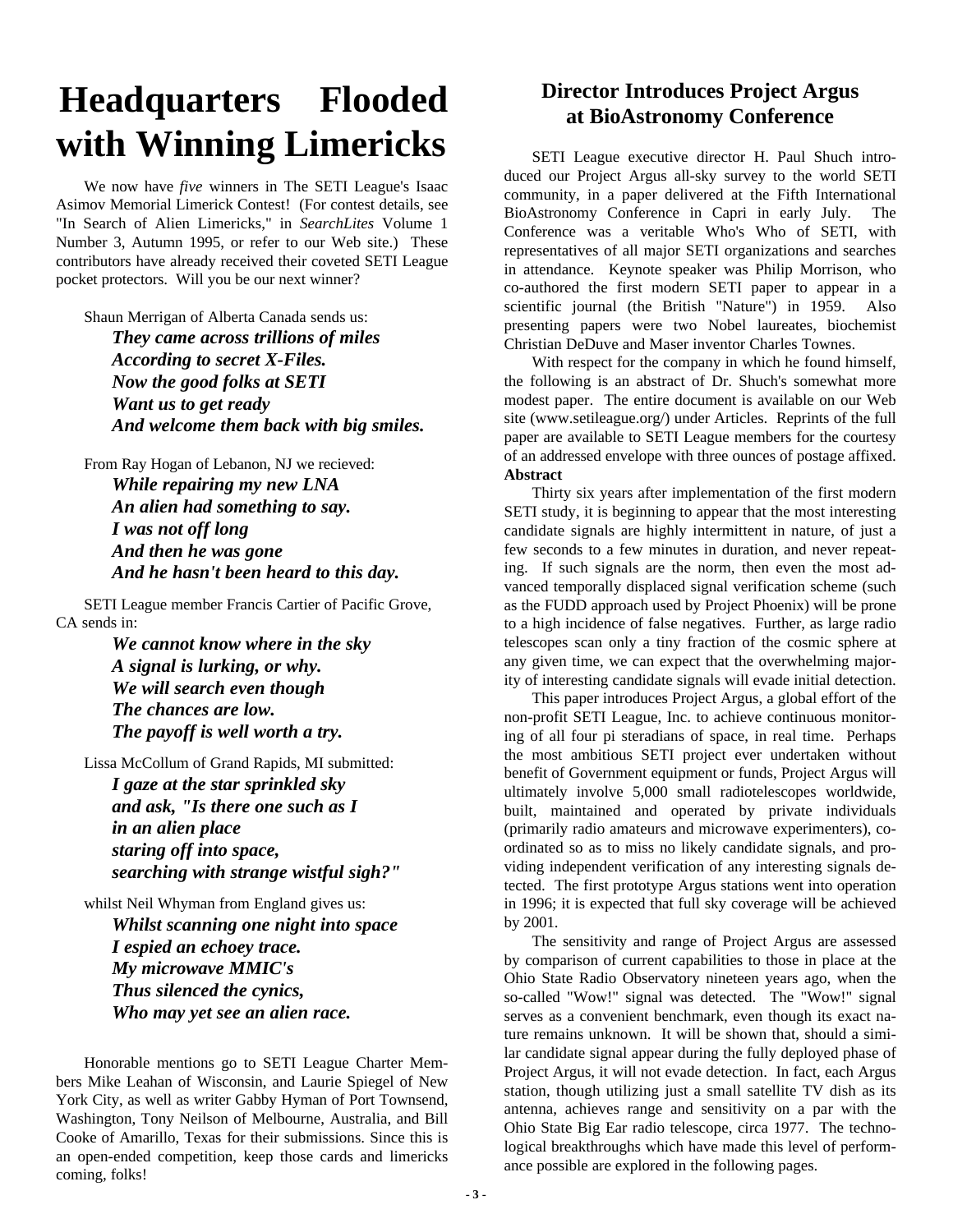# Headquarters Flooded with Winning Limericks

We now have *five* winners in The SETI League's Isaac Asimov Memorial Limerick Contest! (For contest details, see "In Search of Alien Limericks," in *SearchLites* Volume 1 Number 3, Autumn 1995, or refer to our Web site.) These contributors have already received their coveted SETI League pocket protectors. Will you be our next winner?

Shaun Merrigan of Alberta Canada sends us:

***They came across trillions of miles***
***According to secret X-Files.***
***Now the good folks at SETI***
***Want us to get ready***
***And welcome them back with big smiles.***

From Ray Hogan of Lebanon, NJ we recieved:

***While repairing my new LNA***
***An alien had something to say.***
***I was not off long***
***And then he was gone***
***And he hasn't been heard to this day.***

SETI League member Francis Cartier of Pacific Grove, CA sends in:

***We cannot know where in the sky***
***A signal is lurking, or why.***
***We will search even though***
***The chances are low.***
***The payoff is well worth a try.***

Lissa McCollum of Grand Rapids, MI submitted:

***I gaze at the star sprinkled sky***
***and ask, "Is there one such as I***
***in an alien place***
***staring off into space,***
***searching with strange wistful sigh?"***

whilst Neil Whyman from England gives us:

***Whilst scanning one night into space***
***I espied an echoey trace.***
***My microwave MMIC's***
***Thus silenced the cynics,***
***Who may yet see an alien race.***

Honorable mentions go to SETI League Charter Members Mike Leahan of Wisconsin, and Laurie Spiegel of New York City, as well as writer Gabby Hyman of Port Townsend, Washington, Tony Neilson of Melbourne, Australia, and Bill Cooke of Amarillo, Texas for their submissions. Since this is an open-ended competition, keep those cards and limericks coming, folks!

## Director Introduces Project Argus at BioAstronomy Conference

SETI League executive director H. Paul Shuch introduced our Project Argus all-sky survey to the world SETI community, in a paper delivered at the Fifth International BioAstronomy Conference in Capri in early July. The Conference was a veritable Who's Who of SETI, with representatives of all major SETI organizations and searches in attendance. Keynote speaker was Philip Morrison, who co-authored the first modern SETI paper to appear in a scientific journal (the British "Nature") in 1959. Also presenting papers were two Nobel laureates, biochemist Christian DeDuve and Maser inventor Charles Townes.

With respect for the company in which he found himself, the following is an abstract of Dr. Shuch's somewhat more modest paper. The entire document is available on our Web site (www.setileague.org/) under Articles. Reprints of the full paper are available to SETI League members for the courtesy of an addressed envelope with three ounces of postage affixed.

**Abstract**

Thirty six years after implementation of the first modern SETI study, it is beginning to appear that the most interesting candidate signals are highly intermittent in nature, of just a few seconds to a few minutes in duration, and never repeating. If such signals are the norm, then even the most advanced temporally displaced signal verification scheme (such as the FUDD approach used by Project Phoenix) will be prone to a high incidence of false negatives. Further, as large radio telescopes scan only a tiny fraction of the cosmic sphere at any given time, we can expect that the overwhelming majority of interesting candidate signals will evade initial detection.

This paper introduces Project Argus, a global effort of the non-profit SETI League, Inc. to achieve continuous monitoring of all four pi steradians of space, in real time. Perhaps the most ambitious SETI project ever undertaken without benefit of Government equipment or funds, Project Argus will ultimately involve 5,000 small radiotelescopes worldwide, built, maintained and operated by private individuals (primarily radio amateurs and microwave experimenters), coordinated so as to miss no likely candidate signals, and providing independent verification of any interesting signals detected. The first prototype Argus stations went into operation in 1996; it is expected that full sky coverage will be achieved by 2001.

The sensitivity and range of Project Argus are assessed by comparison of current capabilities to those in place at the Ohio State Radio Observatory nineteen years ago, when the so-called "Wow!" signal was detected. The "Wow!" signal serves as a convenient benchmark, even though its exact nature remains unknown. It will be shown that, should a similar candidate signal appear during the fully deployed phase of Project Argus, it will not evade detection. In fact, each Argus station, though utilizing just a small satellite TV dish as its antenna, achieves range and sensitivity on a par with the Ohio State Big Ear radio telescope, circa 1977. The technological breakthroughs which have made this level of performance possible are explored in the following pages.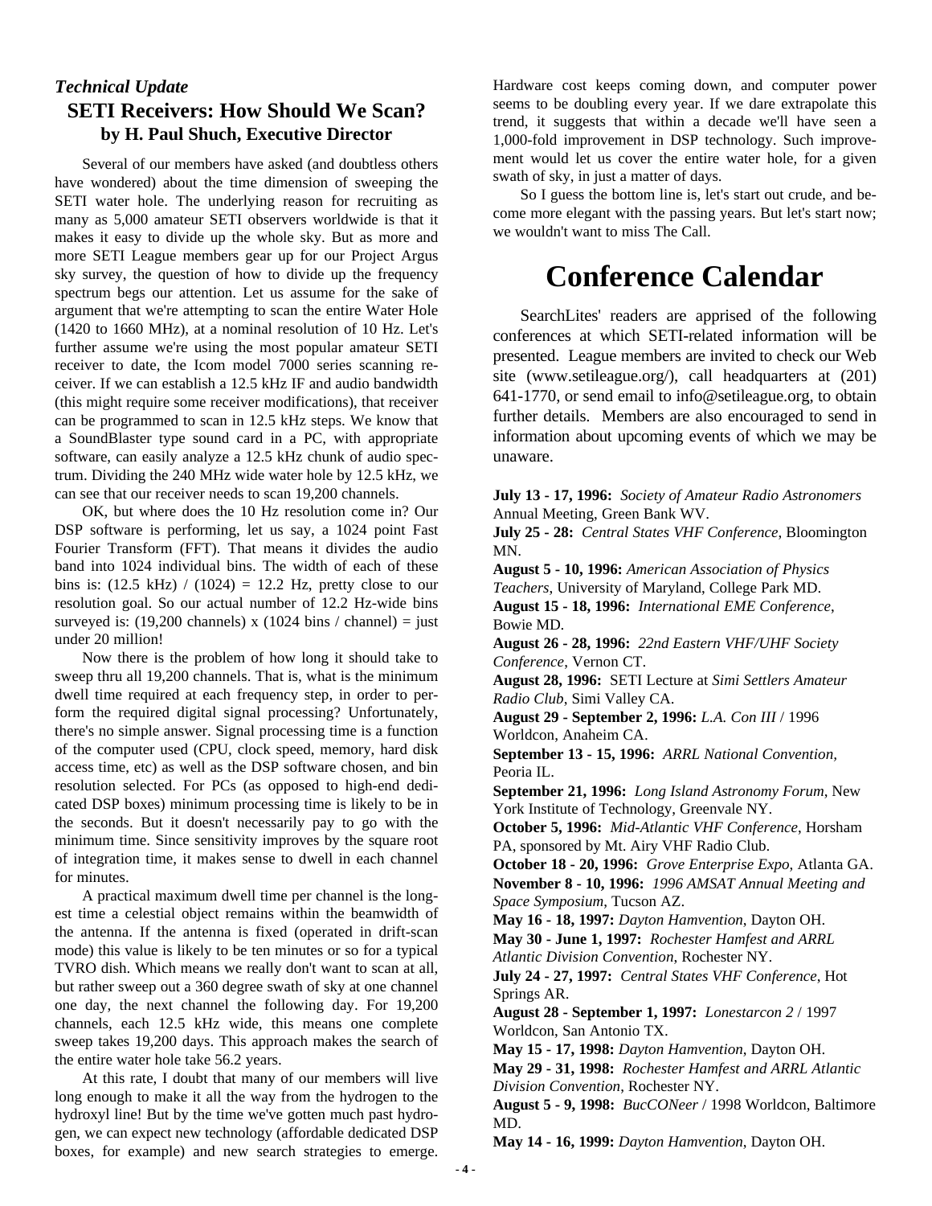*Technical Update*

## SETI Receivers: How Should We Scan?

### by H. Paul Shuch, Executive Director

Several of our members have asked (and doubtless others have wondered) about the time dimension of sweeping the SETI water hole. The underlying reason for recruiting as many as 5,000 amateur SETI observers worldwide is that it makes it easy to divide up the whole sky. But as more and more SETI League members gear up for our Project Argus sky survey, the question of how to divide up the frequency spectrum begs our attention. Let us assume for the sake of argument that we're attempting to scan the entire Water Hole (1420 to 1660 MHz), at a nominal resolution of 10 Hz. Let's further assume we're using the most popular amateur SETI receiver to date, the Icom model 7000 series scanning receiver. If we can establish a 12.5 kHz IF and audio bandwidth (this might require some receiver modifications), that receiver can be programmed to scan in 12.5 kHz steps. We know that a SoundBlaster type sound card in a PC, with appropriate software, can easily analyze a 12.5 kHz chunk of audio spectrum. Dividing the 240 MHz wide water hole by 12.5 kHz, we can see that our receiver needs to scan 19,200 channels.

OK, but where does the 10 Hz resolution come in? Our DSP software is performing, let us say, a 1024 point Fast Fourier Transform (FFT). That means it divides the audio band into 1024 individual bins. The width of each of these bins is: (12.5 kHz) / (1024) = 12.2 Hz, pretty close to our resolution goal. So our actual number of 12.2 Hz-wide bins surveyed is: (19,200 channels) x (1024 bins / channel) = just under 20 million!

Now there is the problem of how long it should take to sweep thru all 19,200 channels. That is, what is the minimum dwell time required at each frequency step, in order to perform the required digital signal processing? Unfortunately, there's no simple answer. Signal processing time is a function of the computer used (CPU, clock speed, memory, hard disk access time, etc) as well as the DSP software chosen, and bin resolution selected. For PCs (as opposed to high-end dedicated DSP boxes) minimum processing time is likely to be in the seconds. But it doesn't necessarily pay to go with the minimum time. Since sensitivity improves by the square root of integration time, it makes sense to dwell in each channel for minutes.

A practical maximum dwell time per channel is the longest time a celestial object remains within the beamwidth of the antenna. If the antenna is fixed (operated in drift-scan mode) this value is likely to be ten minutes or so for a typical TVRO dish. Which means we really don't want to scan at all, but rather sweep out a 360 degree swath of sky at one channel one day, the next channel the following day. For 19,200 channels, each 12.5 kHz wide, this means one complete sweep takes 19,200 days. This approach makes the search of the entire water hole take 56.2 years.

At this rate, I doubt that many of our members will live long enough to make it all the way from the hydrogen to the hydroxyl line! But by the time we've gotten much past hydrogen, we can expect new technology (affordable dedicated DSP boxes, for example) and new search strategies to emerge. Hardware cost keeps coming down, and computer power seems to be doubling every year. If we dare extrapolate this trend, it suggests that within a decade we'll have seen a 1,000-fold improvement in DSP technology. Such improvement would let us cover the entire water hole, for a given swath of sky, in just a matter of days.

So I guess the bottom line is, let's start out crude, and become more elegant with the passing years. But let's start now; we wouldn't want to miss The Call.

# Conference Calendar

SearchLites' readers are apprised of the following conferences at which SETI-related information will be presented. League members are invited to check our Web site (www.setileague.org/), call headquarters at (201) 641-1770, or send email to info@setileague.org, to obtain further details. Members are also encouraged to send in information about upcoming events of which we may be unaware.

**July 13 - 17, 1996:** *Society of Amateur Radio Astronomers* Annual Meeting, Green Bank WV.
**July 25 - 28:** *Central States VHF Conference*, Bloomington MN.
**August 5 - 10, 1996:** *American Association of Physics Teachers*, University of Maryland, College Park MD.
**August 15 - 18, 1996:** *International EME Conference*, Bowie MD.
**August 26 - 28, 1996:** *22nd Eastern VHF/UHF Society Conference*, Vernon CT.
**August 28, 1996:** SETI Lecture at *Simi Settlers Amateur Radio Club*, Simi Valley CA.
**August 29 - September 2, 1996:** *L.A. Con III* / 1996 Worldcon, Anaheim CA.
**September 13 - 15, 1996:** *ARRL National Convention*, Peoria IL.
**September 21, 1996:** *Long Island Astronomy Forum*, New York Institute of Technology, Greenvale NY.
**October 5, 1996:** *Mid-Atlantic VHF Conference*, Horsham PA, sponsored by Mt. Airy VHF Radio Club.
**October 18 - 20, 1996:** *Grove Enterprise Expo*, Atlanta GA.
**November 8 - 10, 1996:** *1996 AMSAT Annual Meeting and Space Symposium*, Tucson AZ.
**May 16 - 18, 1997:** *Dayton Hamvention*, Dayton OH.
**May 30 - June 1, 1997:** *Rochester Hamfest and ARRL Atlantic Division Convention*, Rochester NY.
**July 24 - 27, 1997:** *Central States VHF Conference*, Hot Springs AR.
**August 28 - September 1, 1997:** *Lonestarcon 2* / 1997 Worldcon, San Antonio TX.
**May 15 - 17, 1998:** *Dayton Hamvention*, Dayton OH.
**May 29 - 31, 1998:** *Rochester Hamfest and ARRL Atlantic Division Convention*, Rochester NY.
**August 5 - 9, 1998:** *BucCONeer* / 1998 Worldcon, Baltimore MD.
**May 14 - 16, 1999:** *Dayton Hamvention*, Dayton OH.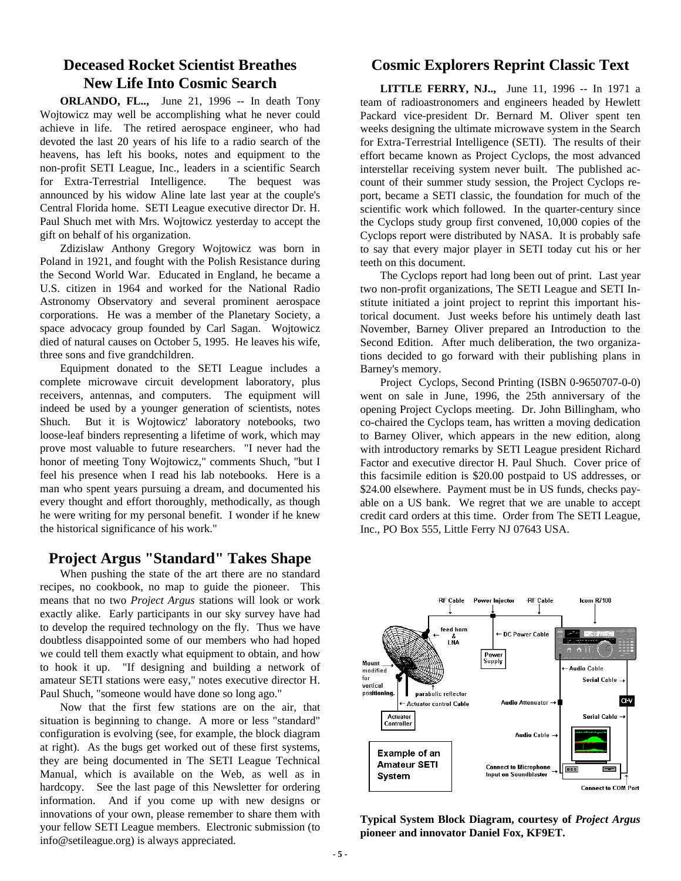## Deceased Rocket Scientist Breathes New Life Into Cosmic Search

**ORLANDO, FL..,** June 21, 1996 -- In death Tony Wojtowicz may well be accomplishing what he never could achieve in life. The retired aerospace engineer, who had devoted the last 20 years of his life to a radio search of the heavens, has left his books, notes and equipment to the non-profit SETI League, Inc., leaders in a scientific Search for Extra-Terrestrial Intelligence. The bequest was announced by his widow Aline late last year at the couple's Central Florida home. SETI League executive director Dr. H. Paul Shuch met with Mrs. Wojtowicz yesterday to accept the gift on behalf of his organization.

Zdizislaw Anthony Gregory Wojtowicz was born in Poland in 1921, and fought with the Polish Resistance during the Second World War. Educated in England, he became a U.S. citizen in 1964 and worked for the National Radio Astronomy Observatory and several prominent aerospace corporations. He was a member of the Planetary Society, a space advocacy group founded by Carl Sagan. Wojtowicz died of natural causes on October 5, 1995. He leaves his wife, three sons and five grandchildren.

Equipment donated to the SETI League includes a complete microwave circuit development laboratory, plus receivers, antennas, and computers. The equipment will indeed be used by a younger generation of scientists, notes Shuch. But it is Wojtowicz' laboratory notebooks, two loose-leaf binders representing a lifetime of work, which may prove most valuable to future researchers. "I never had the honor of meeting Tony Wojtowicz," comments Shuch, "but I feel his presence when I read his lab notebooks. Here is a man who spent years pursuing a dream, and documented his every thought and effort thoroughly, methodically, as though he were writing for my personal benefit. I wonder if he knew the historical significance of his work."

## Project Argus "Standard" Takes Shape

When pushing the state of the art there are no standard recipes, no cookbook, no map to guide the pioneer. This means that no two *Project Argus* stations will look or work exactly alike. Early participants in our sky survey have had to develop the required technology on the fly. Thus we have doubtless disappointed some of our members who had hoped we could tell them exactly what equipment to obtain, and how to hook it up. "If designing and building a network of amateur SETI stations were easy," notes executive director H. Paul Shuch, "someone would have done so long ago."

Now that the first few stations are on the air, that situation is beginning to change. A more or less "standard" configuration is evolving (see, for example, the block diagram at right). As the bugs get worked out of these first systems, they are being documented in The SETI League Technical Manual, which is available on the Web, as well as in hardcopy. See the last page of this Newsletter for ordering information. And if you come up with new designs or innovations of your own, please remember to share them with your fellow SETI League members. Electronic submission (to info@setileague.org) is always appreciated.

## Cosmic Explorers Reprint Classic Text

**LITTLE FERRY, NJ..,** June 11, 1996 -- In 1971 a team of radioastronomers and engineers headed by Hewlett Packard vice-president Dr. Bernard M. Oliver spent ten weeks designing the ultimate microwave system in the Search for Extra-Terrestrial Intelligence (SETI). The results of their effort became known as Project Cyclops, the most advanced interstellar receiving system never built. The published account of their summer study session, the Project Cyclops report, became a SETI classic, the foundation for much of the scientific work which followed. In the quarter-century since the Cyclops study group first convened, 10,000 copies of the Cyclops report were distributed by NASA. It is probably safe to say that every major player in SETI today cut his or her teeth on this document.

The Cyclops report had long been out of print. Last year two non-profit organizations, The SETI League and SETI Institute initiated a joint project to reprint this important historical document. Just weeks before his untimely death last November, Barney Oliver prepared an Introduction to the Second Edition. After much deliberation, the two organizations decided to go forward with their publishing plans in Barney's memory.

Project Cyclops, Second Printing (ISBN 0-9650707-0-0) went on sale in June, 1996, the 25th anniversary of the opening Project Cyclops meeting. Dr. John Billingham, who co-chaired the Cyclops team, has written a moving dedication to Barney Oliver, which appears in the new edition, along with introductory remarks by SETI League president Richard Factor and executive director H. Paul Shuch. Cover price of this facsimile edition is $20.00 postpaid to US addresses, or $24.00 elsewhere. Payment must be in US funds, checks payable on a US bank. We regret that we are unable to accept credit card orders at this time. Order from The SETI League, Inc., PO Box 555, Little Ferry NJ 07643 USA.

**Typical System Block Diagram, courtesy of *Project Argus* pioneer and innovator Daniel Fox, KF9ET.**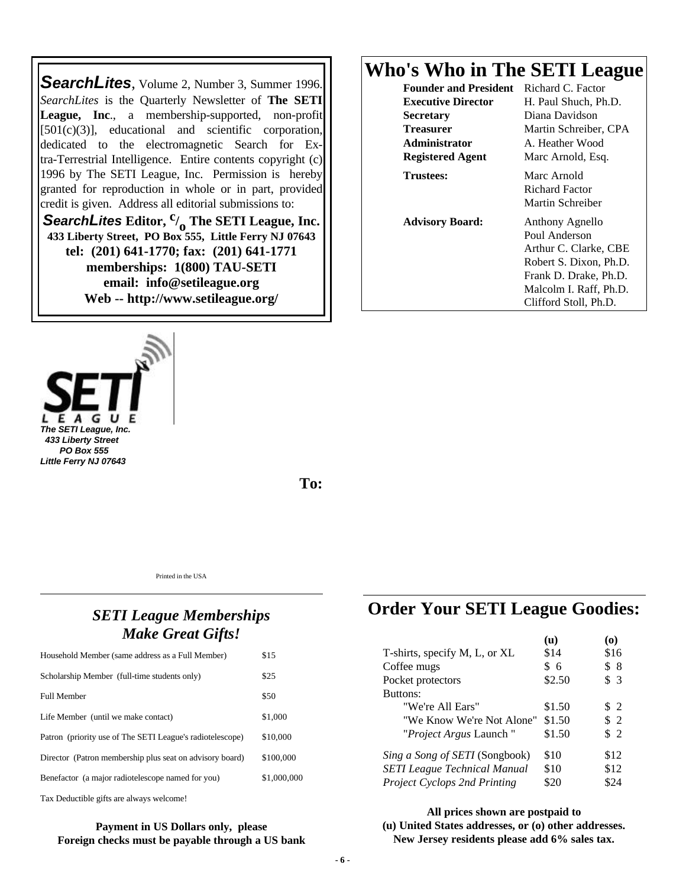***SearchLites***, Volume 2, Number 3, Summer 1996. *SearchLites* is the Quarterly Newsletter of **The SETI League, Inc**., a membership-supported, non-profit [501(c)(3)], educational and scientific corporation, dedicated to the electromagnetic Search for Extra-Terrestrial Intelligence. Entire contents copyright (c) 1996 by The SETI League, Inc. Permission is hereby granted for reproduction in whole or in part, provided credit is given. Address all editorial submissions to:

**SearchLites Editor, c/o The SETI League, Inc.**
**433 Liberty Street, PO Box 555, Little Ferry NJ 07643**
**tel: (201) 641-1770; fax: (201) 641-1771**
**memberships: 1(800) TAU-SETI**
**email: info@setileague.org**
**Web -- http://www.setileague.org/**

# Who's Who in The SETI League

| | |
|---|---|
| **Founder and President** | Richard C. Factor |
| **Executive Director** | H. Paul Shuch, Ph.D. |
| **Secretary** | Diana Davidson |
| **Treasurer** | Martin Schreiber, CPA |
| **Administrator** | A. Heather Wood |
| **Registered Agent** | Marc Arnold, Esq. |
| **Trustees:** | Marc Arnold<br>Richard Factor<br>Martin Schreiber |
| **Advisory Board:** | Anthony Agnello<br>Poul Anderson<br>Arthur C. Clarke, CBE<br>Robert S. Dixon, Ph.D.<br>Frank D. Drake, Ph.D.<br>Malcolm I. Raff, Ph.D.<br>Clifford Stoll, Ph.D. |

SETI LEAGUE

***The SETI League, Inc.***
***433 Liberty Street***
***PO Box 555***
***Little Ferry NJ 07643***

**To:**

Printed in the USA

## *SETI League Memberships Make Great Gifts!*

| | |
|---|---|
| Household Member (same address as a Full Member) | $15 |
| Scholarship Member (full-time students only) | $25 |
| Full Member | $50 |
| Life Member (until we make contact) | $1,000 |
| Patron (priority use of The SETI League's radiotelescope) | $10,000 |
| Director (Patron membership plus seat on advisory board) | $100,000 |
| Benefactor (a major radiotelescope named for you) | $1,000,000 |

Tax Deductible gifts are always welcome!

**Payment in US Dollars only, please**
**Foreign checks must be payable through a US bank**

## Order Your SETI League Goodies:

| | **(u)** | **(o)** |
|---|---|---|
| T-shirts, specify M, L, or XL | $14 | $16 |
| Coffee mugs | $ 6 | $ 8 |
| Pocket protectors | $2.50 | $ 3 |
| Buttons: | | |
| "We're All Ears" | $1.50 | $ 2 |
| "We Know We're Not Alone" | $1.50 | $ 2 |
| "*Project Argus* Launch " | $1.50 | $ 2 |
| *Sing a Song of SETI* (Songbook) | $10 | $12 |
| *SETI League Technical Manual* | $10 | $12 |
| *Project Cyclops 2nd Printing* | $20 | $24 |

**All prices shown are postpaid to**
**(u) United States addresses, or (o) other addresses.**
**New Jersey residents please add 6% sales tax.**